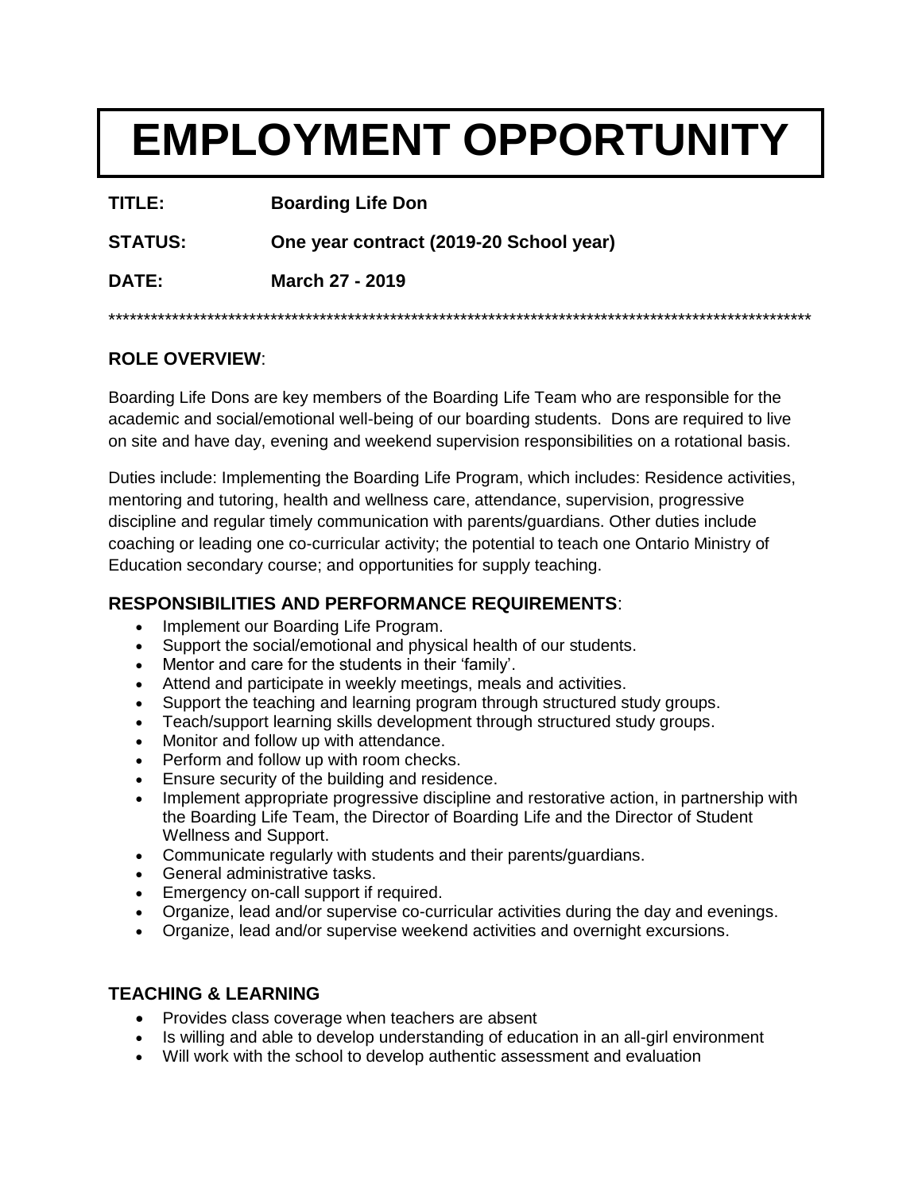# EMPLOYMENT OPPORTUNITY

**TITLE:** **Boarding Life Don**

**STATUS:** **One year contract (2019-20 School year)**

**DATE:** **March 27 - 2019**

*****************************************************************************************************

## ROLE OVERVIEW:

Boarding Life Dons are key members of the Boarding Life Team who are responsible for the academic and social/emotional well-being of our boarding students. Dons are required to live on site and have day, evening and weekend supervision responsibilities on a rotational basis.

Duties include: Implementing the Boarding Life Program, which includes: Residence activities, mentoring and tutoring, health and wellness care, attendance, supervision, progressive discipline and regular timely communication with parents/guardians. Other duties include coaching or leading one co-curricular activity; the potential to teach one Ontario Ministry of Education secondary course; and opportunities for supply teaching.

## RESPONSIBILITIES AND PERFORMANCE REQUIREMENTS:

- Implement our Boarding Life Program.
- Support the social/emotional and physical health of our students.
- Mentor and care for the students in their 'family'.
- Attend and participate in weekly meetings, meals and activities.
- Support the teaching and learning program through structured study groups.
- Teach/support learning skills development through structured study groups.
- Monitor and follow up with attendance.
- Perform and follow up with room checks.
- Ensure security of the building and residence.
- Implement appropriate progressive discipline and restorative action, in partnership with the Boarding Life Team, the Director of Boarding Life and the Director of Student Wellness and Support.
- Communicate regularly with students and their parents/guardians.
- General administrative tasks.
- Emergency on-call support if required.
- Organize, lead and/or supervise co-curricular activities during the day and evenings.
- Organize, lead and/or supervise weekend activities and overnight excursions.

## TEACHING & LEARNING

- Provides class coverage when teachers are absent
- Is willing and able to develop understanding of education in an all-girl environment
- Will work with the school to develop authentic assessment and evaluation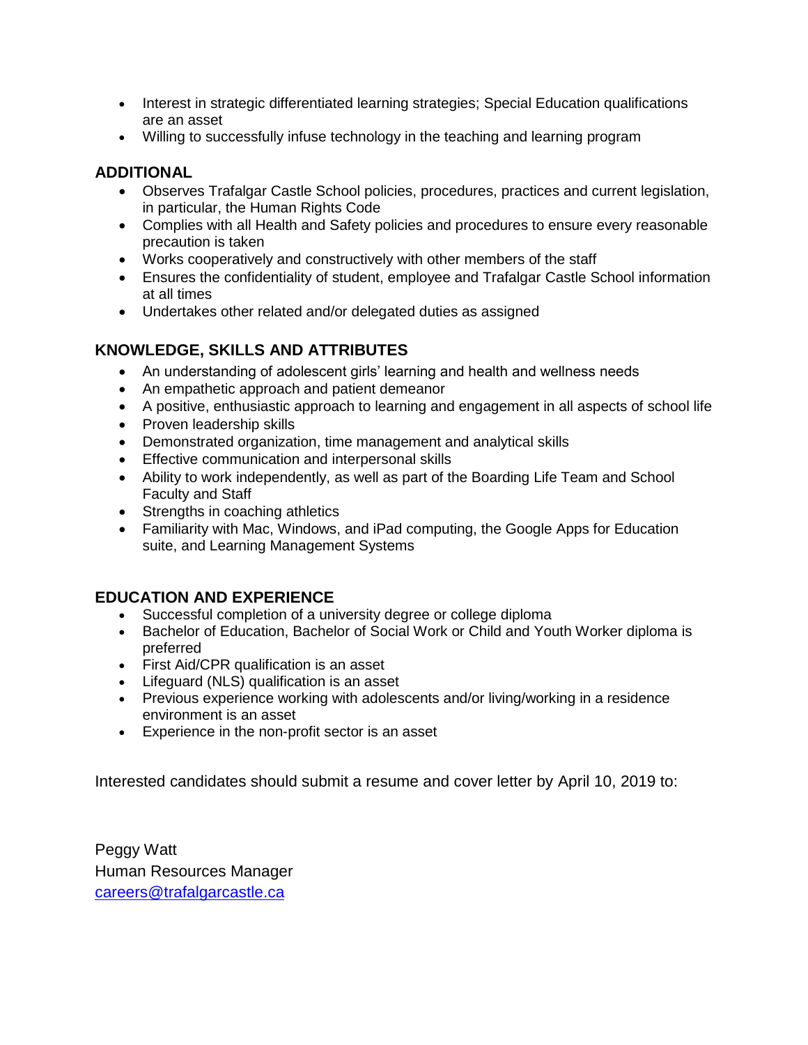- Interest in strategic differentiated learning strategies; Special Education qualifications are an asset
- Willing to successfully infuse technology in the teaching and learning program

## ADDITIONAL

- Observes Trafalgar Castle School policies, procedures, practices and current legislation, in particular, the Human Rights Code
- Complies with all Health and Safety policies and procedures to ensure every reasonable precaution is taken
- Works cooperatively and constructively with other members of the staff
- Ensures the confidentiality of student, employee and Trafalgar Castle School information at all times
- Undertakes other related and/or delegated duties as assigned

## KNOWLEDGE, SKILLS AND ATTRIBUTES

- An understanding of adolescent girls' learning and health and wellness needs
- An empathetic approach and patient demeanor
- A positive, enthusiastic approach to learning and engagement in all aspects of school life
- Proven leadership skills
- Demonstrated organization, time management and analytical skills
- Effective communication and interpersonal skills
- Ability to work independently, as well as part of the Boarding Life Team and School Faculty and Staff
- Strengths in coaching athletics
- Familiarity with Mac, Windows, and iPad computing, the Google Apps for Education suite, and Learning Management Systems

## EDUCATION AND EXPERIENCE

- Successful completion of a university degree or college diploma
- Bachelor of Education, Bachelor of Social Work or Child and Youth Worker diploma is preferred
- First Aid/CPR qualification is an asset
- Lifeguard (NLS) qualification is an asset
- Previous experience working with adolescents and/or living/working in a residence environment is an asset
- Experience in the non-profit sector is an asset

Interested candidates should submit a resume and cover letter by April 10, 2019 to:

Peggy Watt
Human Resources Manager
careers@trafalgarcastle.ca